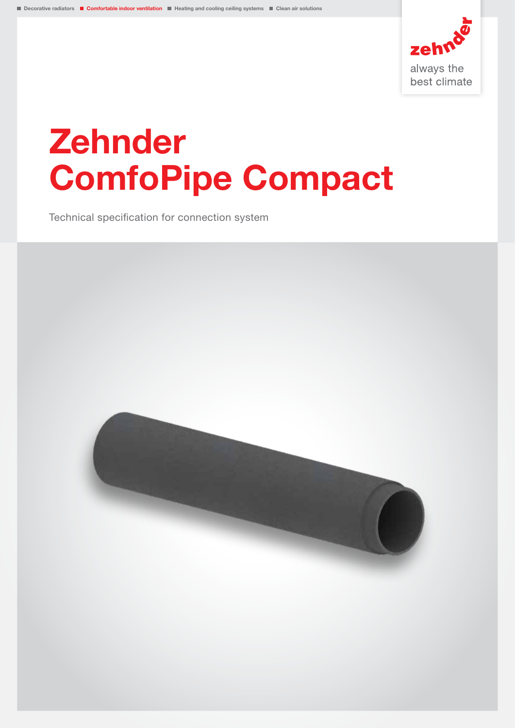■ Decorative radiators ■ Comfortable indoor ventilation ■ Heating and cooling ceiling systems ■ Clean air solutions

zehnder

always the best climate

# Zehnder ComfoPipe Compact

Technical specification for connection system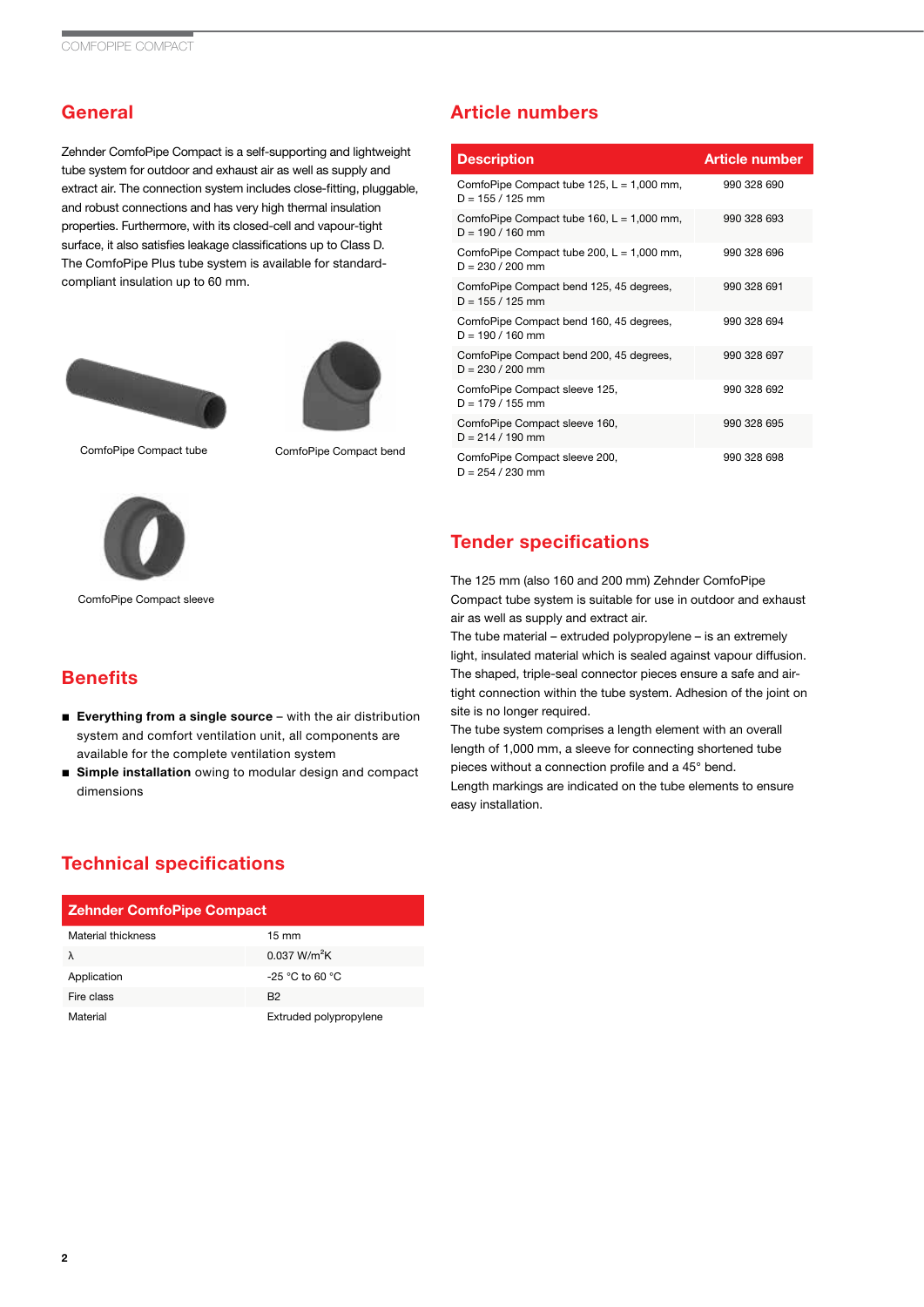## General

Zehnder ComfoPipe Compact is a self-supporting and lightweight tube system for outdoor and exhaust air as well as supply and extract air. The connection system includes close-fitting, pluggable, and robust connections and has very high thermal insulation properties. Furthermore, with its closed-cell and vapour-tight surface, it also satisfies leakage classifications up to Class D. The ComfoPipe Plus tube system is available for standard-compliant insulation up to 60 mm.

ComfoPipe Compact tube

ComfoPipe Compact bend

ComfoPipe Compact sleeve

## Benefits

- **Everything from a single source** – with the air distribution system and comfort ventilation unit, all components are available for the complete ventilation system
- **Simple installation** owing to modular design and compact dimensions

## Technical specifications

| Zehnder ComfoPipe Compact | |
|---|---|
| Material thickness | 15 mm |
| λ | 0.037 W/m$^2$K |
| Application | -25 °C to 60 °C |
| Fire class | B2 |
| Material | Extruded polypropylene |

## Article numbers

| Description | Article number |
|---|---|
| ComfoPipe Compact tube 125, L = 1,000 mm, D = 155 / 125 mm | 990 328 690 |
| ComfoPipe Compact tube 160, L = 1,000 mm, D = 190 / 160 mm | 990 328 693 |
| ComfoPipe Compact tube 200, L = 1,000 mm, D = 230 / 200 mm | 990 328 696 |
| ComfoPipe Compact bend 125, 45 degrees, D = 155 / 125 mm | 990 328 691 |
| ComfoPipe Compact bend 160, 45 degrees, D = 190 / 160 mm | 990 328 694 |
| ComfoPipe Compact bend 200, 45 degrees, D = 230 / 200 mm | 990 328 697 |
| ComfoPipe Compact sleeve 125, D = 179 / 155 mm | 990 328 692 |
| ComfoPipe Compact sleeve 160, D = 214 / 190 mm | 990 328 695 |
| ComfoPipe Compact sleeve 200, D = 254 / 230 mm | 990 328 698 |

## Tender specifications

The 125 mm (also 160 and 200 mm) Zehnder ComfoPipe Compact tube system is suitable for use in outdoor and exhaust air as well as supply and extract air.
The tube material – extruded polypropylene – is an extremely light, insulated material which is sealed against vapour diffusion. The shaped, triple-seal connector pieces ensure a safe and air-tight connection within the tube system. Adhesion of the joint on site is no longer required.
The tube system comprises a length element with an overall length of 1,000 mm, a sleeve for connecting shortened tube pieces without a connection profile and a 45° bend.
Length markings are indicated on the tube elements to ensure easy installation.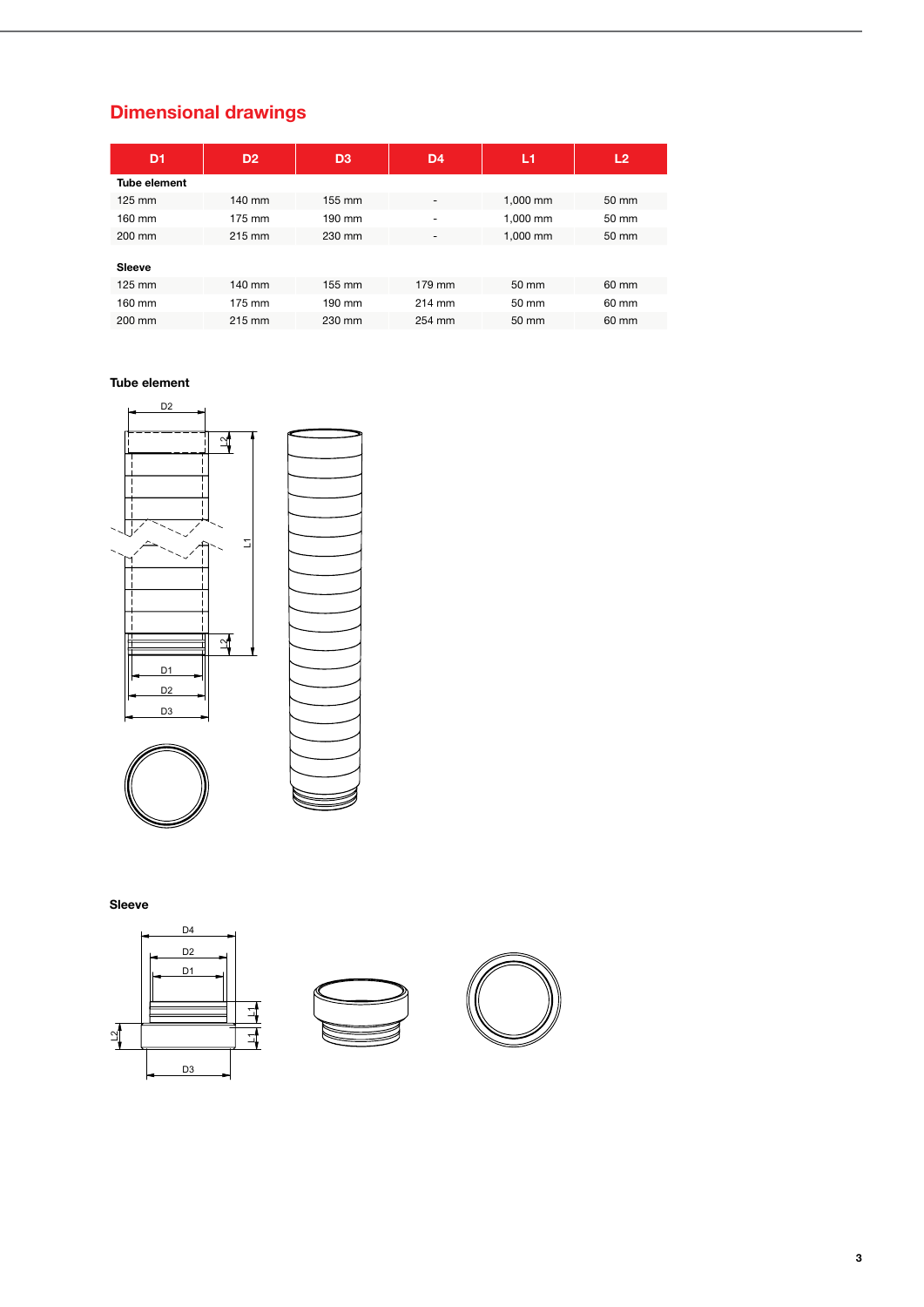## Dimensional drawings

| D1 | D2 | D3 | D4 | L1 | L2 |
|---|---|---|---|---|---|
| **Tube element** | | | | | |
| 125 mm | 140 mm | 155 mm | - | 1,000 mm | 50 mm |
| 160 mm | 175 mm | 190 mm | - | 1,000 mm | 50 mm |
| 200 mm | 215 mm | 230 mm | - | 1,000 mm | 50 mm |
| **Sleeve** | | | | | |
| 125 mm | 140 mm | 155 mm | 179 mm | 50 mm | 60 mm |
| 160 mm | 175 mm | 190 mm | 214 mm | 50 mm | 60 mm |
| 200 mm | 215 mm | 230 mm | 254 mm | 50 mm | 60 mm |

**Tube element**

**Sleeve**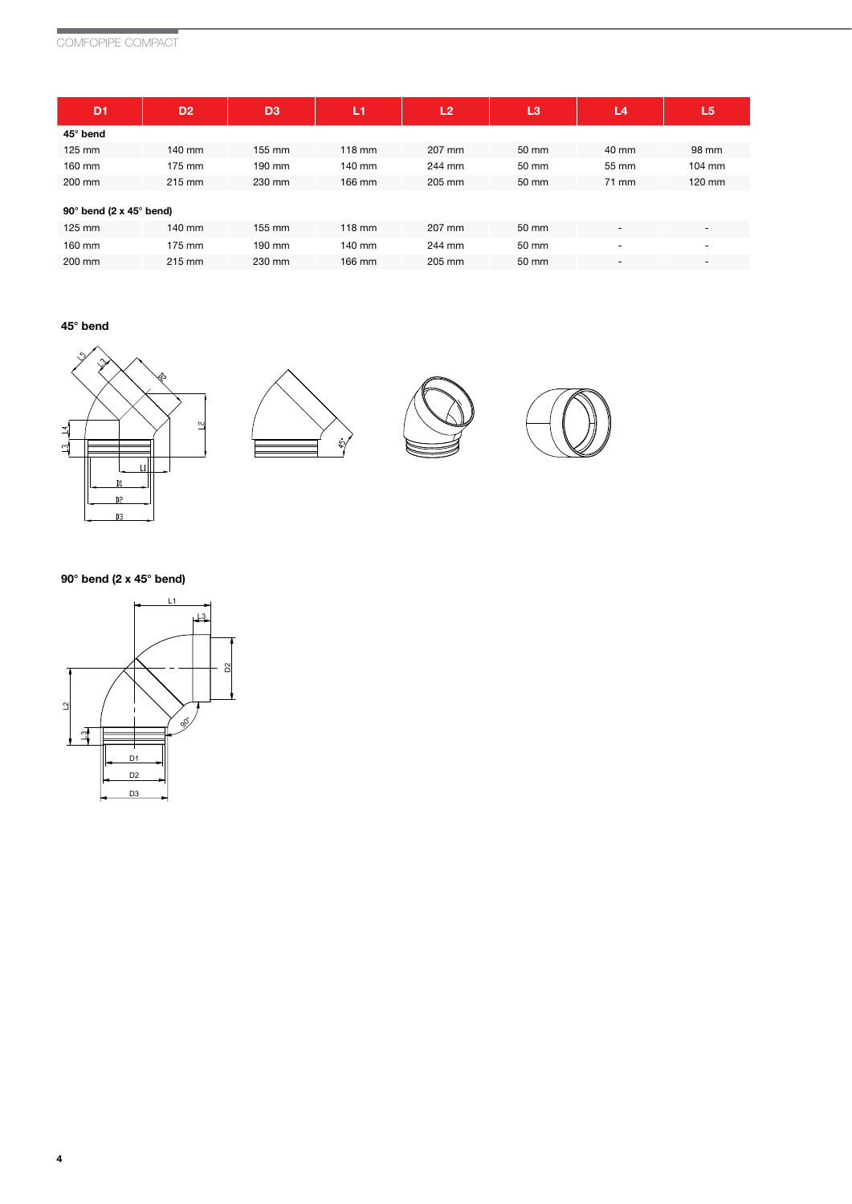| D1 | D2 | D3 | L1 | L2 | L3 | L4 | L5 |
|---|---|---|---|---|---|---|---|
| **45° bend** | | | | | | | |
| 125 mm | 140 mm | 155 mm | 118 mm | 207 mm | 50 mm | 40 mm | 98 mm |
| 160 mm | 175 mm | 190 mm | 140 mm | 244 mm | 50 mm | 55 mm | 104 mm |
| 200 mm | 215 mm | 230 mm | 166 mm | 205 mm | 50 mm | 71 mm | 120 mm |
| **90° bend (2 x 45° bend)** | | | | | | | |
| 125 mm | 140 mm | 155 mm | 118 mm | 207 mm | 50 mm | - | - |
| 160 mm | 175 mm | 190 mm | 140 mm | 244 mm | 50 mm | - | - |
| 200 mm | 215 mm | 230 mm | 166 mm | 205 mm | 50 mm | - | - |

**45° bend**

**90° bend (2 x 45° bend)**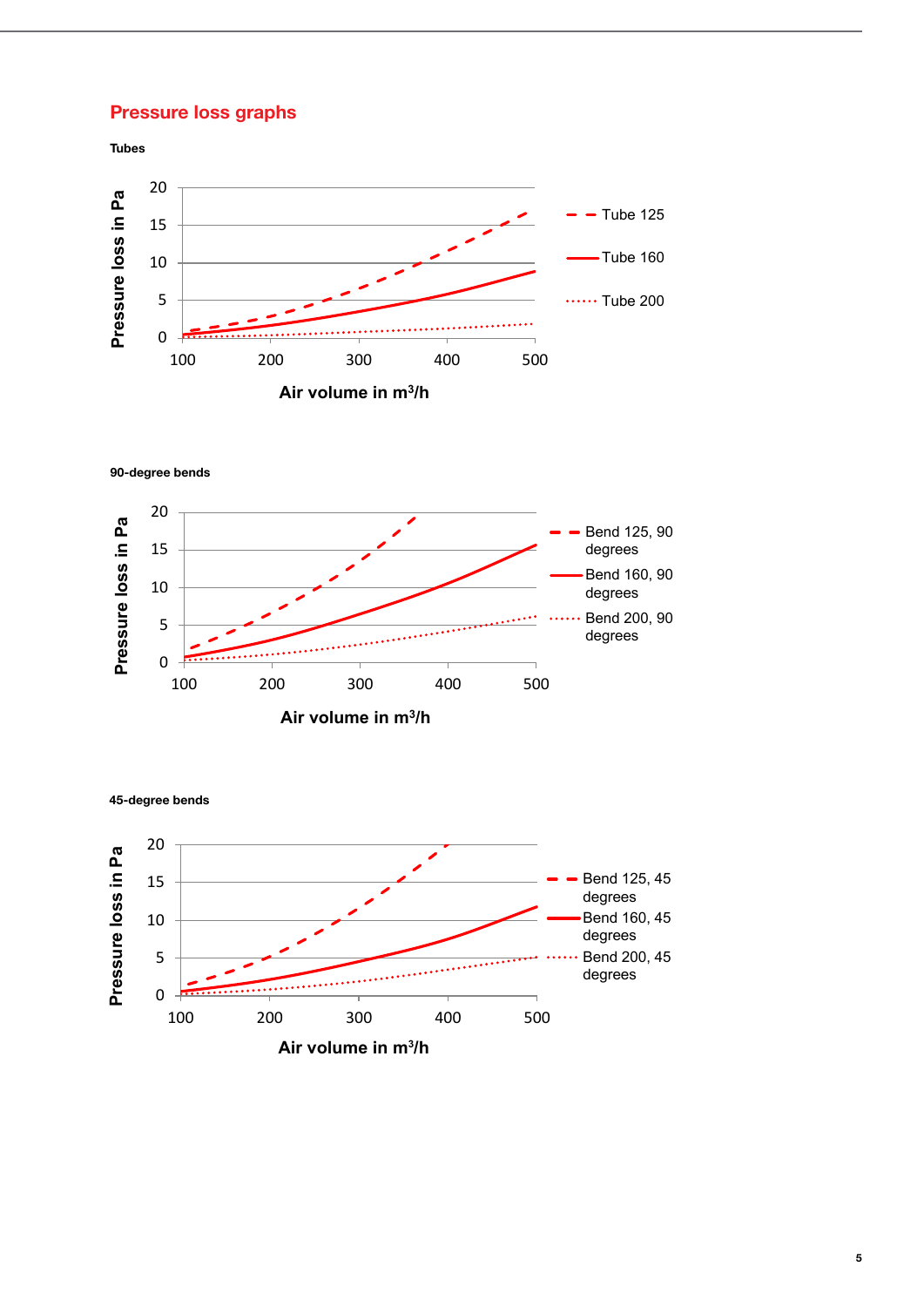## Pressure loss graphs

**Tubes**

Pressure loss in Pa

20
15
10
5
0

100 200 300 400 500

Air volume in $m^3/h$

- - Tube 125
— Tube 160
····· Tube 200

**90-degree bends**

Pressure loss in Pa

20
15
10
5
0

100 200 300 400 500

Air volume in $m^3/h$

- - Bend 125, 90 degrees
— Bend 160, 90 degrees
····· Bend 200, 90 degrees

**45-degree bends**

Pressure loss in Pa

20
15
10
5
0

100 200 300 400 500

Air volume in $m^3/h$

- - Bend 125, 45 degrees
— Bend 160, 45 degrees
····· Bend 200, 45 degrees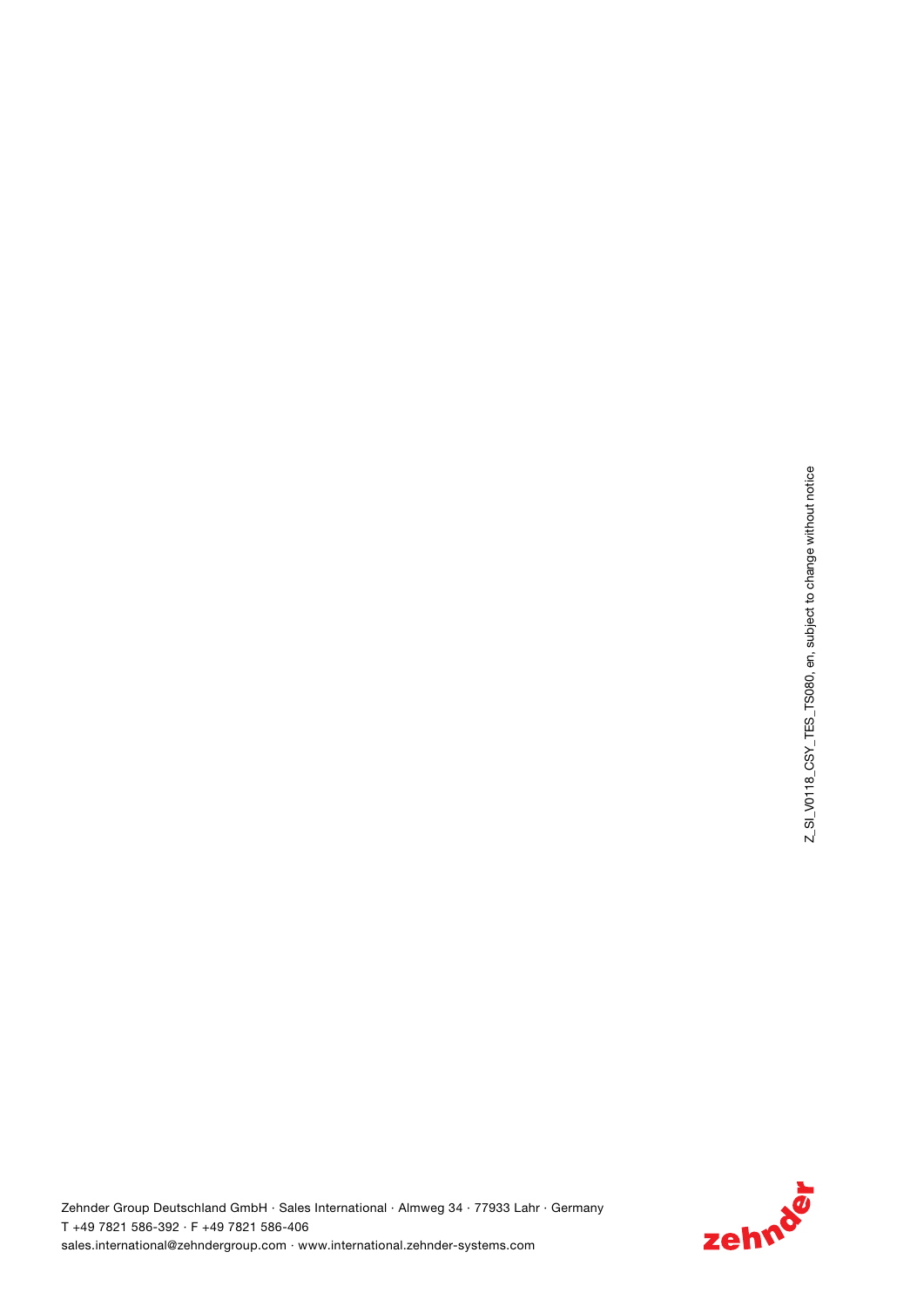Z_SI_V0118_CSY_TES_TS080, en, subject to change without notice

Zehnder Group Deutschland GmbH · Sales International · Almweg 34 · 77933 Lahr · Germany
T +49 7821 586-392 · F +49 7821 586-406
sales.international@zehndergroup.com · www.international.zehnder-systems.com

zehnder